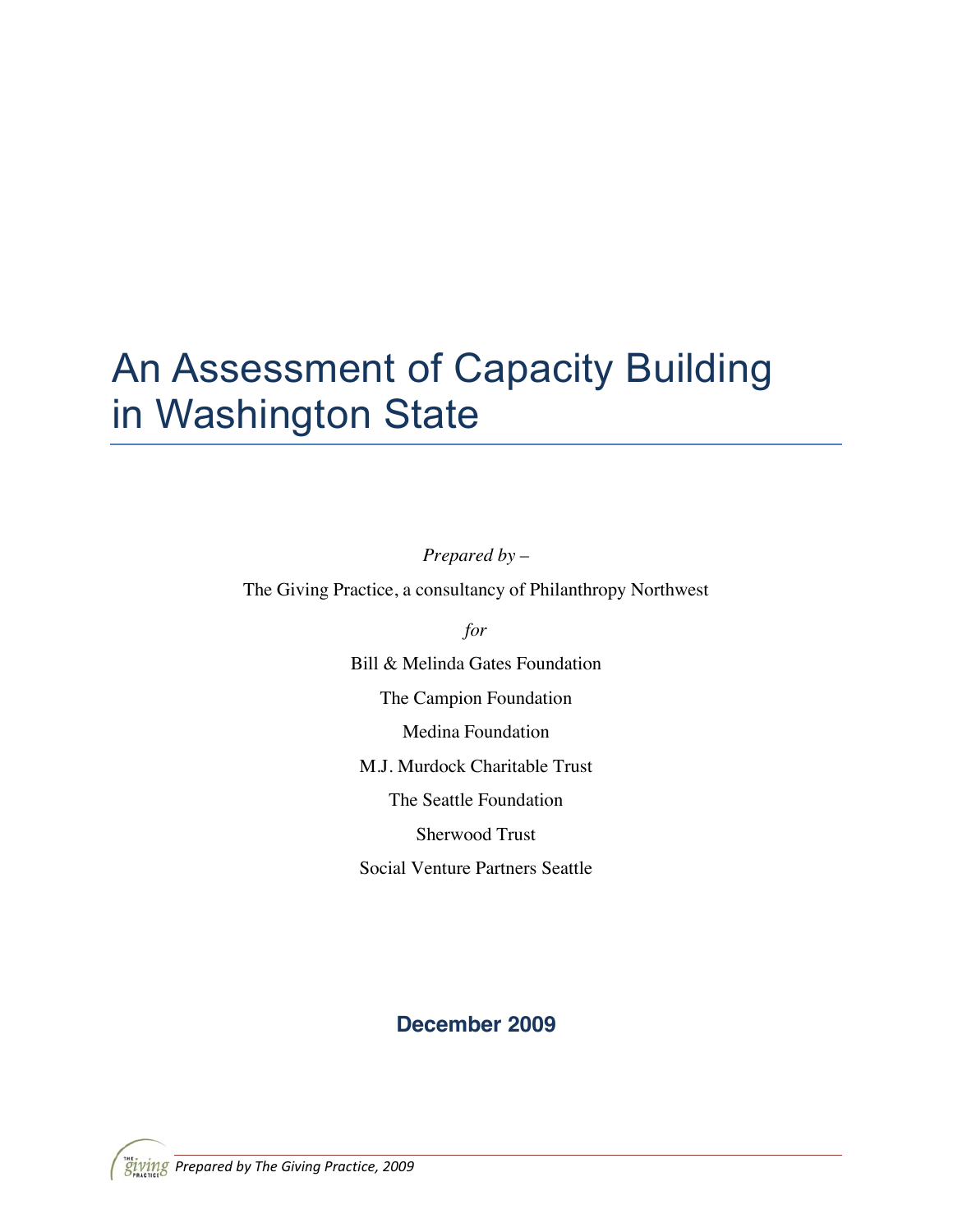# An Assessment of Capacity Building in Washington State

*Prepared by –*

The Giving Practice, a consultancy of Philanthropy Northwest

*for*

Bill & Melinda Gates Foundation

The Campion Foundation

Medina Foundation

M.J. Murdock Charitable Trust

The Seattle Foundation

Sherwood Trust

Social Venture Partners Seattle

**December 2009**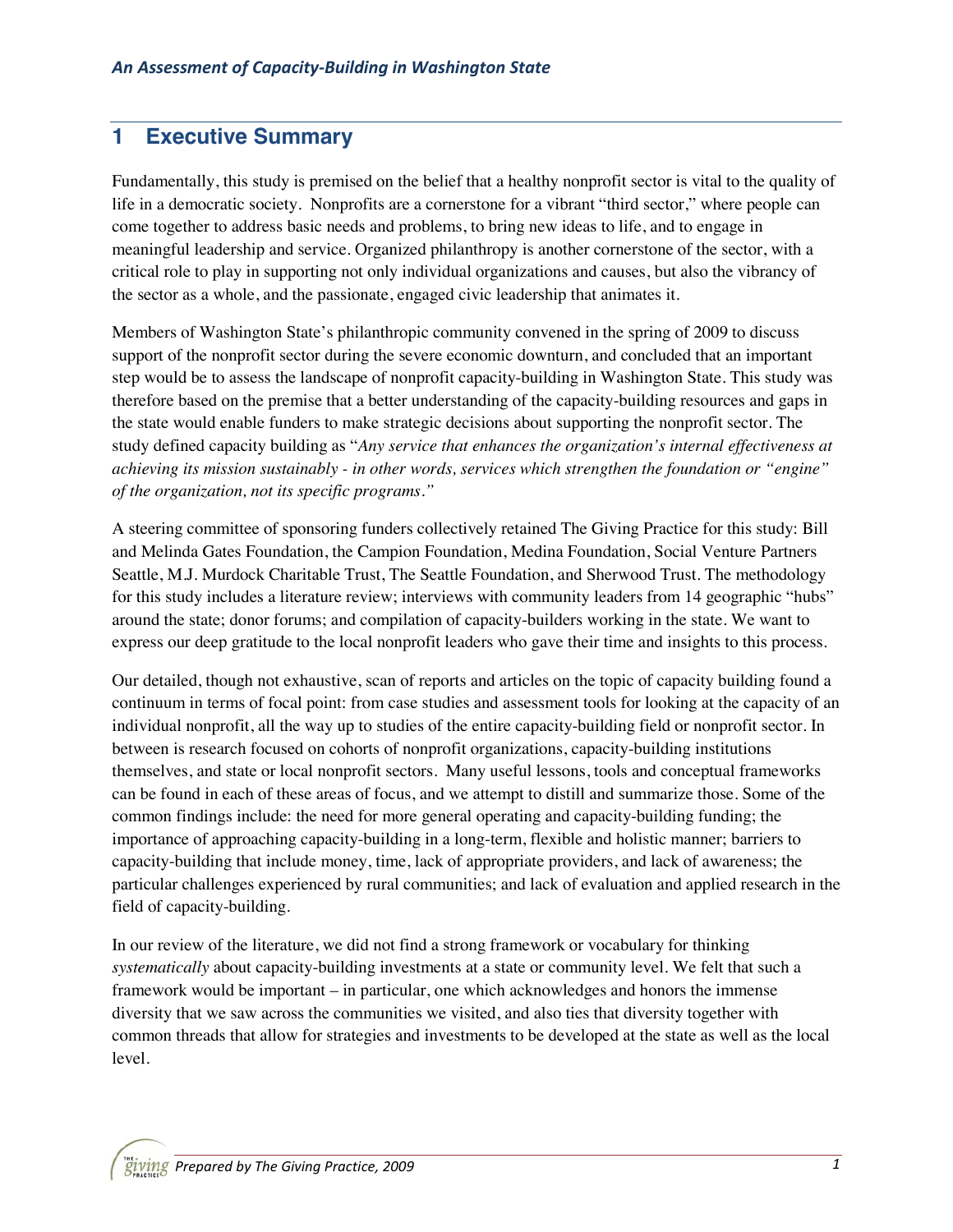# 1 Executive Summary

Fundamentally, this study is premised on the belief that a healthy nonprofit sector is vital to the quality of life in a democratic society. Nonprofits are a cornerstone for a vibrant "third sector," where people can come together to address basic needs and problems, to bring new ideas to life, and to engage in meaningful leadership and service. Organized philanthropy is another cornerstone of the sector, with a critical role to play in supporting not only individual organizations and causes, but also the vibrancy of the sector as a whole, and the passionate, engaged civic leadership that animates it.

Members of Washington State's philanthropic community convened in the spring of 2009 to discuss support of the nonprofit sector during the severe economic downturn, and concluded that an important step would be to assess the landscape of nonprofit capacity-building in Washington State. This study was therefore based on the premise that a better understanding of the capacity-building resources and gaps in the state would enable funders to make strategic decisions about supporting the nonprofit sector. The study defined capacity building as "*Any service that enhances the organization's internal effectiveness at achieving its mission sustainably - in other words, services which strengthen the foundation or "engine" of the organization, not its specific programs.*"

A steering committee of sponsoring funders collectively retained The Giving Practice for this study: Bill and Melinda Gates Foundation, the Campion Foundation, Medina Foundation, Social Venture Partners Seattle, M.J. Murdock Charitable Trust, The Seattle Foundation, and Sherwood Trust. The methodology for this study includes a literature review; interviews with community leaders from 14 geographic "hubs" around the state; donor forums; and compilation of capacity-builders working in the state. We want to express our deep gratitude to the local nonprofit leaders who gave their time and insights to this process.

Our detailed, though not exhaustive, scan of reports and articles on the topic of capacity building found a continuum in terms of focal point: from case studies and assessment tools for looking at the capacity of an individual nonprofit, all the way up to studies of the entire capacity-building field or nonprofit sector. In between is research focused on cohorts of nonprofit organizations, capacity-building institutions themselves, and state or local nonprofit sectors. Many useful lessons, tools and conceptual frameworks can be found in each of these areas of focus, and we attempt to distill and summarize those. Some of the common findings include: the need for more general operating and capacity-building funding; the importance of approaching capacity-building in a long-term, flexible and holistic manner; barriers to capacity-building that include money, time, lack of appropriate providers, and lack of awareness; the particular challenges experienced by rural communities; and lack of evaluation and applied research in the field of capacity-building.

In our review of the literature, we did not find a strong framework or vocabulary for thinking *systematically* about capacity-building investments at a state or community level. We felt that such a framework would be important – in particular, one which acknowledges and honors the immense diversity that we saw across the communities we visited, and also ties that diversity together with common threads that allow for strategies and investments to be developed at the state as well as the local level.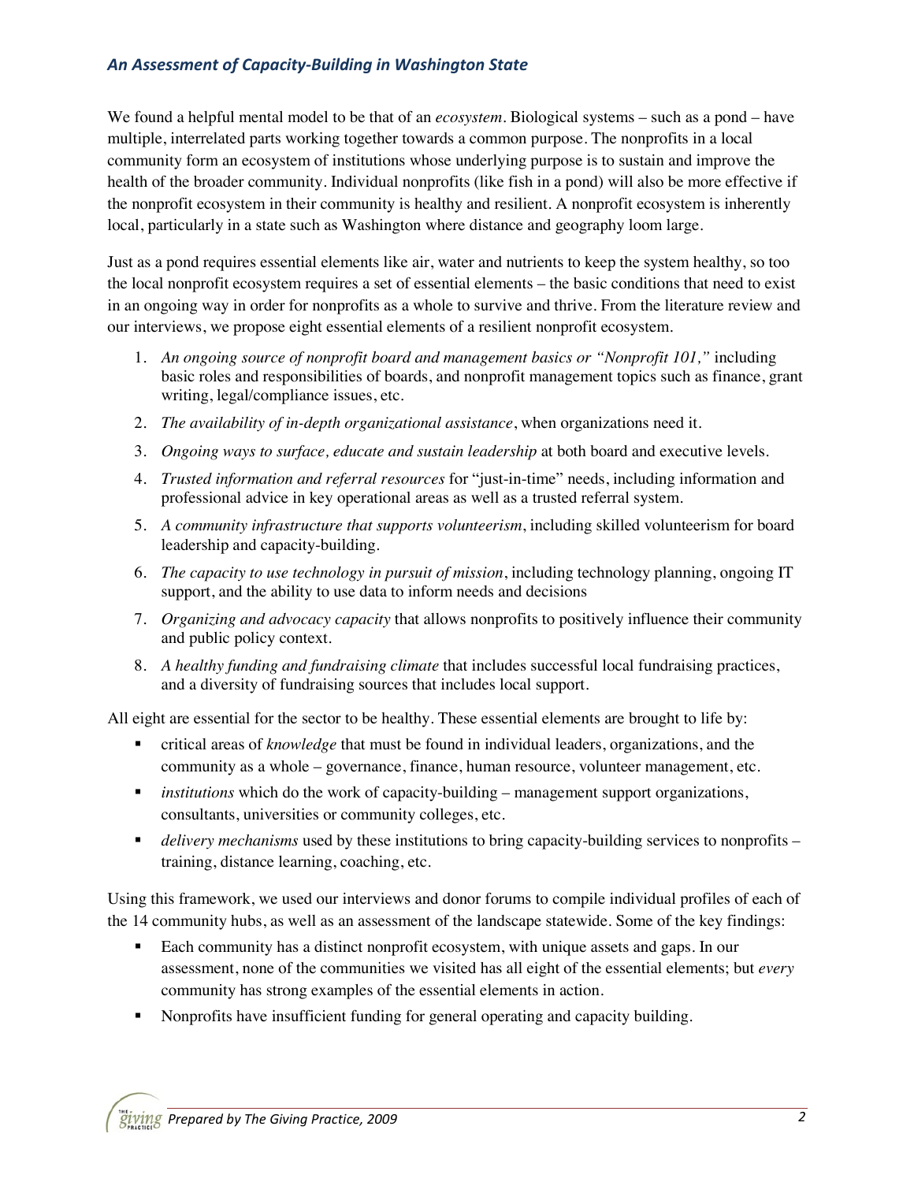We found a helpful mental model to be that of an *ecosystem*. Biological systems – such as a pond – have multiple, interrelated parts working together towards a common purpose. The nonprofits in a local community form an ecosystem of institutions whose underlying purpose is to sustain and improve the health of the broader community. Individual nonprofits (like fish in a pond) will also be more effective if the nonprofit ecosystem in their community is healthy and resilient. A nonprofit ecosystem is inherently local, particularly in a state such as Washington where distance and geography loom large.

Just as a pond requires essential elements like air, water and nutrients to keep the system healthy, so too the local nonprofit ecosystem requires a set of essential elements – the basic conditions that need to exist in an ongoing way in order for nonprofits as a whole to survive and thrive. From the literature review and our interviews, we propose eight essential elements of a resilient nonprofit ecosystem.

1. *An ongoing source of nonprofit board and management basics or "Nonprofit 101,"* including basic roles and responsibilities of boards, and nonprofit management topics such as finance, grant writing, legal/compliance issues, etc.
2. *The availability of in-depth organizational assistance*, when organizations need it.
3. *Ongoing ways to surface, educate and sustain leadership* at both board and executive levels.
4. *Trusted information and referral resources* for "just-in-time" needs, including information and professional advice in key operational areas as well as a trusted referral system.
5. *A community infrastructure that supports volunteerism*, including skilled volunteerism for board leadership and capacity-building.
6. *The capacity to use technology in pursuit of mission*, including technology planning, ongoing IT support, and the ability to use data to inform needs and decisions
7. *Organizing and advocacy capacity* that allows nonprofits to positively influence their community and public policy context.
8. *A healthy funding and fundraising climate* that includes successful local fundraising practices, and a diversity of fundraising sources that includes local support.

All eight are essential for the sector to be healthy. These essential elements are brought to life by:

- critical areas of *knowledge* that must be found in individual leaders, organizations, and the community as a whole – governance, finance, human resource, volunteer management, etc.
- *institutions* which do the work of capacity-building – management support organizations, consultants, universities or community colleges, etc.
- *delivery mechanisms* used by these institutions to bring capacity-building services to nonprofits – training, distance learning, coaching, etc.

Using this framework, we used our interviews and donor forums to compile individual profiles of each of the 14 community hubs, as well as an assessment of the landscape statewide. Some of the key findings:

- Each community has a distinct nonprofit ecosystem, with unique assets and gaps. In our assessment, none of the communities we visited has all eight of the essential elements; but *every* community has strong examples of the essential elements in action.
- Nonprofits have insufficient funding for general operating and capacity building.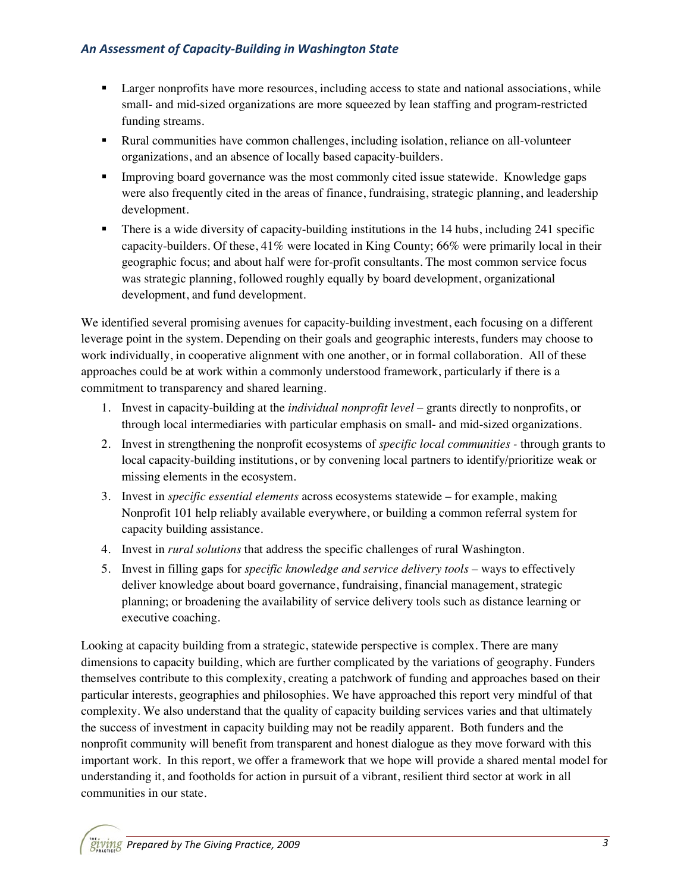- Larger nonprofits have more resources, including access to state and national associations, while small- and mid-sized organizations are more squeezed by lean staffing and program-restricted funding streams.
- Rural communities have common challenges, including isolation, reliance on all-volunteer organizations, and an absence of locally based capacity-builders.
- Improving board governance was the most commonly cited issue statewide. Knowledge gaps were also frequently cited in the areas of finance, fundraising, strategic planning, and leadership development.
- There is a wide diversity of capacity-building institutions in the 14 hubs, including 241 specific capacity-builders. Of these, 41% were located in King County; 66% were primarily local in their geographic focus; and about half were for-profit consultants. The most common service focus was strategic planning, followed roughly equally by board development, organizational development, and fund development.

We identified several promising avenues for capacity-building investment, each focusing on a different leverage point in the system. Depending on their goals and geographic interests, funders may choose to work individually, in cooperative alignment with one another, or in formal collaboration. All of these approaches could be at work within a commonly understood framework, particularly if there is a commitment to transparency and shared learning.

1. Invest in capacity-building at the *individual nonprofit level* – grants directly to nonprofits, or through local intermediaries with particular emphasis on small- and mid-sized organizations.
2. Invest in strengthening the nonprofit ecosystems of *specific local communities* - through grants to local capacity-building institutions, or by convening local partners to identify/prioritize weak or missing elements in the ecosystem.
3. Invest in *specific essential elements* across ecosystems statewide – for example, making Nonprofit 101 help reliably available everywhere, or building a common referral system for capacity building assistance.
4. Invest in *rural solutions* that address the specific challenges of rural Washington.
5. Invest in filling gaps for *specific knowledge and service delivery tools* – ways to effectively deliver knowledge about board governance, fundraising, financial management, strategic planning; or broadening the availability of service delivery tools such as distance learning or executive coaching.

Looking at capacity building from a strategic, statewide perspective is complex. There are many dimensions to capacity building, which are further complicated by the variations of geography. Funders themselves contribute to this complexity, creating a patchwork of funding and approaches based on their particular interests, geographies and philosophies. We have approached this report very mindful of that complexity. We also understand that the quality of capacity building services varies and that ultimately the success of investment in capacity building may not be readily apparent. Both funders and the nonprofit community will benefit from transparent and honest dialogue as they move forward with this important work. In this report, we offer a framework that we hope will provide a shared mental model for understanding it, and footholds for action in pursuit of a vibrant, resilient third sector at work in all communities in our state.